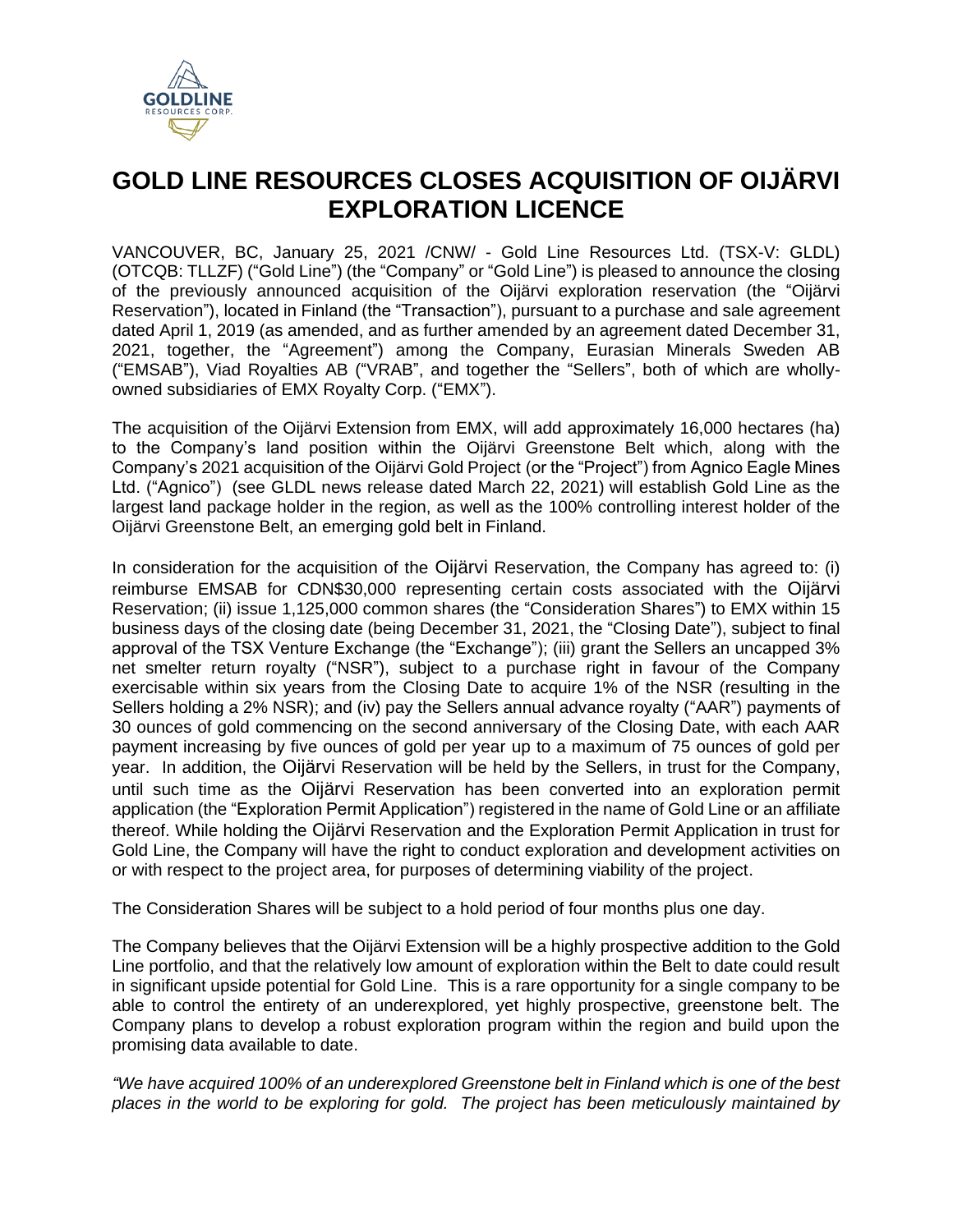# GOLD LINE RESOURCES CLOSES ACQUISITION OF OIJÄRVI EXPLORATION LICENCE

VANCOUVER, BC, January 25, 2021 /CNW/ - Gold Line Resources Ltd. (TSX-V: GLDL) (OTCQB: TLLZF) ("Gold Line") (the "Company" or "Gold Line") is pleased to announce the closing of the previously announced acquisition of the Oijärvi exploration reservation (the "Oijärvi Reservation"), located in Finland (the "Transaction"), pursuant to a purchase and sale agreement dated April 1, 2019 (as amended, and as further amended by an agreement dated December 31, 2021, together, the "Agreement") among the Company, Eurasian Minerals Sweden AB ("EMSAB"), Viad Royalties AB ("VRAB", and together the "Sellers", both of which are wholly-owned subsidiaries of EMX Royalty Corp. ("EMX").

The acquisition of the Oijärvi Extension from EMX, will add approximately 16,000 hectares (ha) to the Company's land position within the Oijärvi Greenstone Belt which, along with the Company's 2021 acquisition of the Oijärvi Gold Project (or the "Project") from Agnico Eagle Mines Ltd. ("Agnico") (see GLDL news release dated March 22, 2021) will establish Gold Line as the largest land package holder in the region, as well as the 100% controlling interest holder of the Oijärvi Greenstone Belt, an emerging gold belt in Finland.

In consideration for the acquisition of the Oijärvi Reservation, the Company has agreed to: (i) reimburse EMSAB for CDN$30,000 representing certain costs associated with the Oijärvi Reservation; (ii) issue 1,125,000 common shares (the "Consideration Shares") to EMX within 15 business days of the closing date (being December 31, 2021, the "Closing Date"), subject to final approval of the TSX Venture Exchange (the "Exchange"); (iii) grant the Sellers an uncapped 3% net smelter return royalty ("NSR"), subject to a purchase right in favour of the Company exercisable within six years from the Closing Date to acquire 1% of the NSR (resulting in the Sellers holding a 2% NSR); and (iv) pay the Sellers annual advance royalty ("AAR") payments of 30 ounces of gold commencing on the second anniversary of the Closing Date, with each AAR payment increasing by five ounces of gold per year up to a maximum of 75 ounces of gold per year. In addition, the Oijärvi Reservation will be held by the Sellers, in trust for the Company, until such time as the Oijärvi Reservation has been converted into an exploration permit application (the "Exploration Permit Application") registered in the name of Gold Line or an affiliate thereof. While holding the Oijärvi Reservation and the Exploration Permit Application in trust for Gold Line, the Company will have the right to conduct exploration and development activities on or with respect to the project area, for purposes of determining viability of the project.

The Consideration Shares will be subject to a hold period of four months plus one day.

The Company believes that the Oijärvi Extension will be a highly prospective addition to the Gold Line portfolio, and that the relatively low amount of exploration within the Belt to date could result in significant upside potential for Gold Line. This is a rare opportunity for a single company to be able to control the entirety of an underexplored, yet highly prospective, greenstone belt. The Company plans to develop a robust exploration program within the region and build upon the promising data available to date.

*"We have acquired 100% of an underexplored Greenstone belt in Finland which is one of the best places in the world to be exploring for gold. The project has been meticulously maintained by*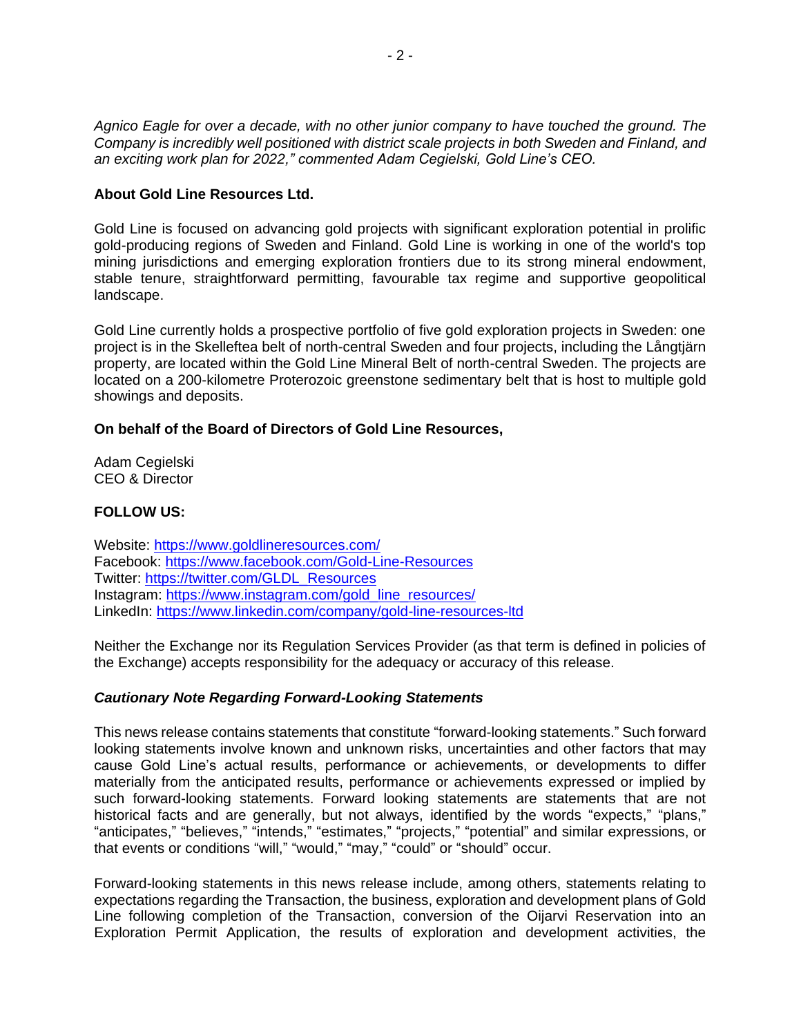*Agnico Eagle for over a decade, with no other junior company to have touched the ground. The Company is incredibly well positioned with district scale projects in both Sweden and Finland, and an exciting work plan for 2022," commented Adam Cegielski, Gold Line's CEO.*

**About Gold Line Resources Ltd.**

Gold Line is focused on advancing gold projects with significant exploration potential in prolific gold-producing regions of Sweden and Finland. Gold Line is working in one of the world's top mining jurisdictions and emerging exploration frontiers due to its strong mineral endowment, stable tenure, straightforward permitting, favourable tax regime and supportive geopolitical landscape.

Gold Line currently holds a prospective portfolio of five gold exploration projects in Sweden: one project is in the Skelleftea belt of north-central Sweden and four projects, including the Långtjärn property, are located within the Gold Line Mineral Belt of north-central Sweden. The projects are located on a 200-kilometre Proterozoic greenstone sedimentary belt that is host to multiple gold showings and deposits.

**On behalf of the Board of Directors of Gold Line Resources,**

Adam Cegielski
CEO & Director

**FOLLOW US:**

Website: https://www.goldlineresources.com/
Facebook: https://www.facebook.com/Gold-Line-Resources
Twitter: https://twitter.com/GLDL_Resources
Instagram: https://www.instagram.com/gold_line_resources/
LinkedIn: https://www.linkedin.com/company/gold-line-resources-ltd

Neither the Exchange nor its Regulation Services Provider (as that term is defined in policies of the Exchange) accepts responsibility for the adequacy or accuracy of this release.

***Cautionary Note Regarding Forward-Looking Statements***

This news release contains statements that constitute "forward-looking statements." Such forward looking statements involve known and unknown risks, uncertainties and other factors that may cause Gold Line's actual results, performance or achievements, or developments to differ materially from the anticipated results, performance or achievements expressed or implied by such forward-looking statements. Forward looking statements are statements that are not historical facts and are generally, but not always, identified by the words "expects," "plans," "anticipates," "believes," "intends," "estimates," "projects," "potential" and similar expressions, or that events or conditions "will," "would," "may," "could" or "should" occur.

Forward-looking statements in this news release include, among others, statements relating to expectations regarding the Transaction, the business, exploration and development plans of Gold Line following completion of the Transaction, conversion of the Oijarvi Reservation into an Exploration Permit Application, the results of exploration and development activities, the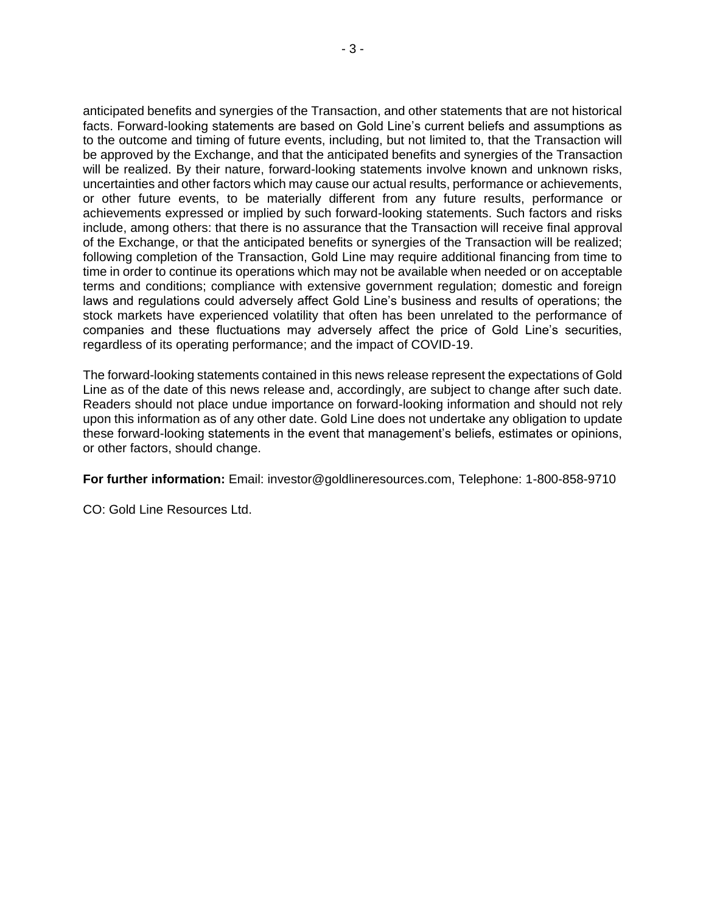anticipated benefits and synergies of the Transaction, and other statements that are not historical facts. Forward-looking statements are based on Gold Line's current beliefs and assumptions as to the outcome and timing of future events, including, but not limited to, that the Transaction will be approved by the Exchange, and that the anticipated benefits and synergies of the Transaction will be realized. By their nature, forward-looking statements involve known and unknown risks, uncertainties and other factors which may cause our actual results, performance or achievements, or other future events, to be materially different from any future results, performance or achievements expressed or implied by such forward-looking statements. Such factors and risks include, among others: that there is no assurance that the Transaction will receive final approval of the Exchange, or that the anticipated benefits or synergies of the Transaction will be realized; following completion of the Transaction, Gold Line may require additional financing from time to time in order to continue its operations which may not be available when needed or on acceptable terms and conditions; compliance with extensive government regulation; domestic and foreign laws and regulations could adversely affect Gold Line's business and results of operations; the stock markets have experienced volatility that often has been unrelated to the performance of companies and these fluctuations may adversely affect the price of Gold Line's securities, regardless of its operating performance; and the impact of COVID-19.

The forward-looking statements contained in this news release represent the expectations of Gold Line as of the date of this news release and, accordingly, are subject to change after such date. Readers should not place undue importance on forward-looking information and should not rely upon this information as of any other date. Gold Line does not undertake any obligation to update these forward-looking statements in the event that management's beliefs, estimates or opinions, or other factors, should change.

**For further information:** Email: investor@goldlineresources.com, Telephone: 1-800-858-9710

CO: Gold Line Resources Ltd.